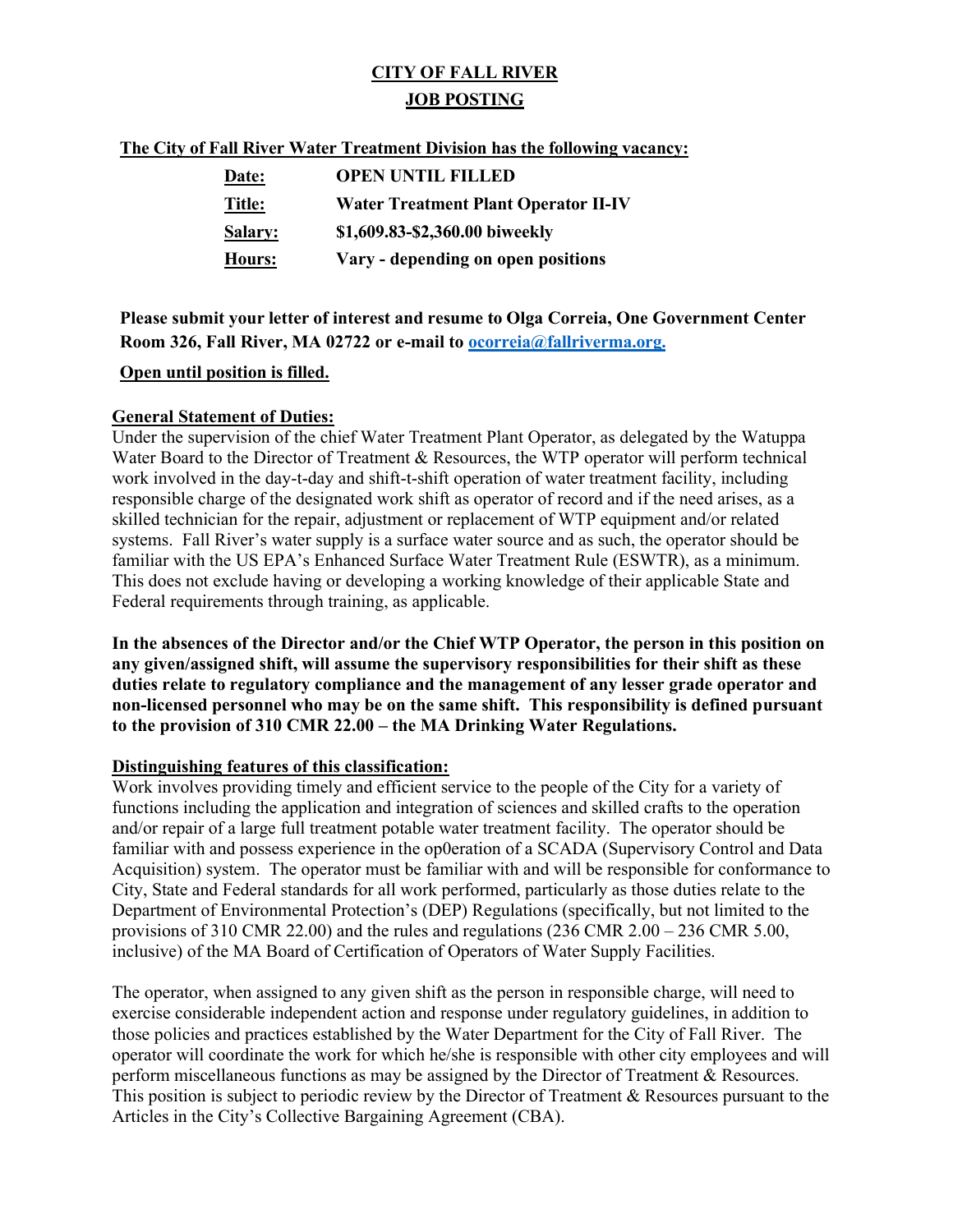# CITY OF FALL RIVER

# JOB POSTING

**The City of Fall River Water Treatment Division has the following vacancy:**

| | |
|---|---|
| **Date:** | **OPEN UNTIL FILLED** |
| **Title:** | **Water Treatment Plant Operator II-IV** |
| **Salary:** | **$1,609.83-$2,360.00 biweekly** |
| **Hours:** | **Vary - depending on open positions** |

**Please submit your letter of interest and resume to Olga Correia, One Government Center Room 326, Fall River, MA 02722 or e-mail to ocorreia@fallriverma.org.**

**Open until position is filled.**

**General Statement of Duties:**

Under the supervision of the chief Water Treatment Plant Operator, as delegated by the Watuppa Water Board to the Director of Treatment & Resources, the WTP operator will perform technical work involved in the day-t-day and shift-t-shift operation of water treatment facility, including responsible charge of the designated work shift as operator of record and if the need arises, as a skilled technician for the repair, adjustment or replacement of WTP equipment and/or related systems. Fall River's water supply is a surface water source and as such, the operator should be familiar with the US EPA's Enhanced Surface Water Treatment Rule (ESWTR), as a minimum. This does not exclude having or developing a working knowledge of their applicable State and Federal requirements through training, as applicable.

**In the absences of the Director and/or the Chief WTP Operator, the person in this position on any given/assigned shift, will assume the supervisory responsibilities for their shift as these duties relate to regulatory compliance and the management of any lesser grade operator and non-licensed personnel who may be on the same shift. This responsibility is defined pursuant to the provision of 310 CMR 22.00 – the MA Drinking Water Regulations.**

**Distinguishing features of this classification:**

Work involves providing timely and efficient service to the people of the City for a variety of functions including the application and integration of sciences and skilled crafts to the operation and/or repair of a large full treatment potable water treatment facility. The operator should be familiar with and possess experience in the op0eration of a SCADA (Supervisory Control and Data Acquisition) system. The operator must be familiar with and will be responsible for conformance to City, State and Federal standards for all work performed, particularly as those duties relate to the Department of Environmental Protection's (DEP) Regulations (specifically, but not limited to the provisions of 310 CMR 22.00) and the rules and regulations (236 CMR 2.00 – 236 CMR 5.00, inclusive) of the MA Board of Certification of Operators of Water Supply Facilities.

The operator, when assigned to any given shift as the person in responsible charge, will need to exercise considerable independent action and response under regulatory guidelines, in addition to those policies and practices established by the Water Department for the City of Fall River. The operator will coordinate the work for which he/she is responsible with other city employees and will perform miscellaneous functions as may be assigned by the Director of Treatment & Resources. This position is subject to periodic review by the Director of Treatment & Resources pursuant to the Articles in the City's Collective Bargaining Agreement (CBA).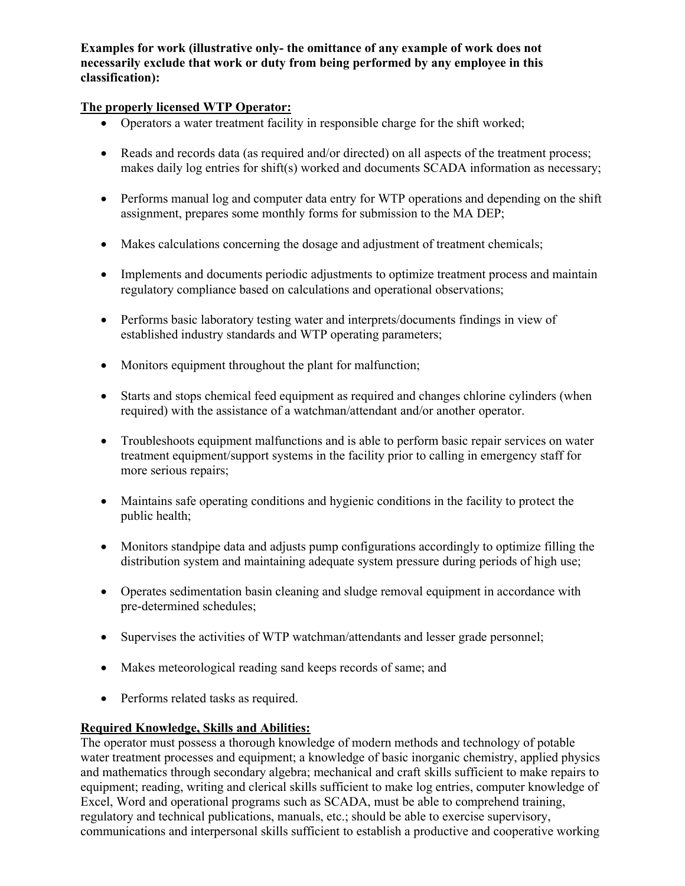**Examples for work (illustrative only- the omittance of any example of work does not necessarily exclude that work or duty from being performed by any employee in this classification):**

**The properly licensed WTP Operator:**

- Operators a water treatment facility in responsible charge for the shift worked;
- Reads and records data (as required and/or directed) on all aspects of the treatment process; makes daily log entries for shift(s) worked and documents SCADA information as necessary;
- Performs manual log and computer data entry for WTP operations and depending on the shift assignment, prepares some monthly forms for submission to the MA DEP;
- Makes calculations concerning the dosage and adjustment of treatment chemicals;
- Implements and documents periodic adjustments to optimize treatment process and maintain regulatory compliance based on calculations and operational observations;
- Performs basic laboratory testing water and interprets/documents findings in view of established industry standards and WTP operating parameters;
- Monitors equipment throughout the plant for malfunction;
- Starts and stops chemical feed equipment as required and changes chlorine cylinders (when required) with the assistance of a watchman/attendant and/or another operator.
- Troubleshoots equipment malfunctions and is able to perform basic repair services on water treatment equipment/support systems in the facility prior to calling in emergency staff for more serious repairs;
- Maintains safe operating conditions and hygienic conditions in the facility to protect the public health;
- Monitors standpipe data and adjusts pump configurations accordingly to optimize filling the distribution system and maintaining adequate system pressure during periods of high use;
- Operates sedimentation basin cleaning and sludge removal equipment in accordance with pre-determined schedules;
- Supervises the activities of WTP watchman/attendants and lesser grade personnel;
- Makes meteorological reading sand keeps records of same; and
- Performs related tasks as required.

**Required Knowledge, Skills and Abilities:**

The operator must possess a thorough knowledge of modern methods and technology of potable water treatment processes and equipment; a knowledge of basic inorganic chemistry, applied physics and mathematics through secondary algebra; mechanical and craft skills sufficient to make repairs to equipment; reading, writing and clerical skills sufficient to make log entries, computer knowledge of Excel, Word and operational programs such as SCADA, must be able to comprehend training, regulatory and technical publications, manuals, etc.; should be able to exercise supervisory, communications and interpersonal skills sufficient to establish a productive and cooperative working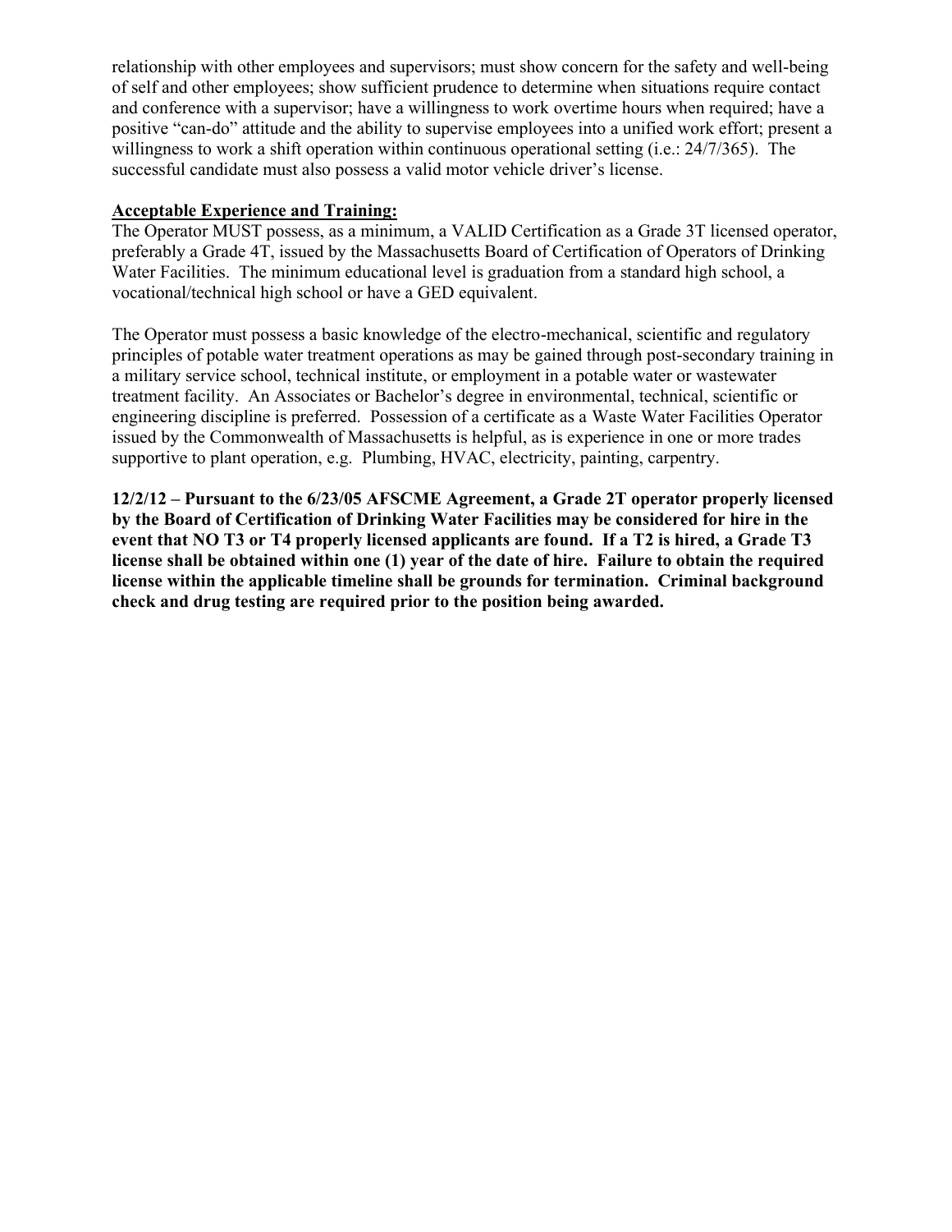relationship with other employees and supervisors; must show concern for the safety and well-being of self and other employees; show sufficient prudence to determine when situations require contact and conference with a supervisor; have a willingness to work overtime hours when required; have a positive "can-do" attitude and the ability to supervise employees into a unified work effort; present a willingness to work a shift operation within continuous operational setting (i.e.: 24/7/365). The successful candidate must also possess a valid motor vehicle driver's license.

**Acceptable Experience and Training:**

The Operator MUST possess, as a minimum, a VALID Certification as a Grade 3T licensed operator, preferably a Grade 4T, issued by the Massachusetts Board of Certification of Operators of Drinking Water Facilities. The minimum educational level is graduation from a standard high school, a vocational/technical high school or have a GED equivalent.

The Operator must possess a basic knowledge of the electro-mechanical, scientific and regulatory principles of potable water treatment operations as may be gained through post-secondary training in a military service school, technical institute, or employment in a potable water or wastewater treatment facility. An Associates or Bachelor's degree in environmental, technical, scientific or engineering discipline is preferred. Possession of a certificate as a Waste Water Facilities Operator issued by the Commonwealth of Massachusetts is helpful, as is experience in one or more trades supportive to plant operation, e.g. Plumbing, HVAC, electricity, painting, carpentry.

**12/2/12 – Pursuant to the 6/23/05 AFSCME Agreement, a Grade 2T operator properly licensed by the Board of Certification of Drinking Water Facilities may be considered for hire in the event that NO T3 or T4 properly licensed applicants are found. If a T2 is hired, a Grade T3 license shall be obtained within one (1) year of the date of hire. Failure to obtain the required license within the applicable timeline shall be grounds for termination. Criminal background check and drug testing are required prior to the position being awarded.**